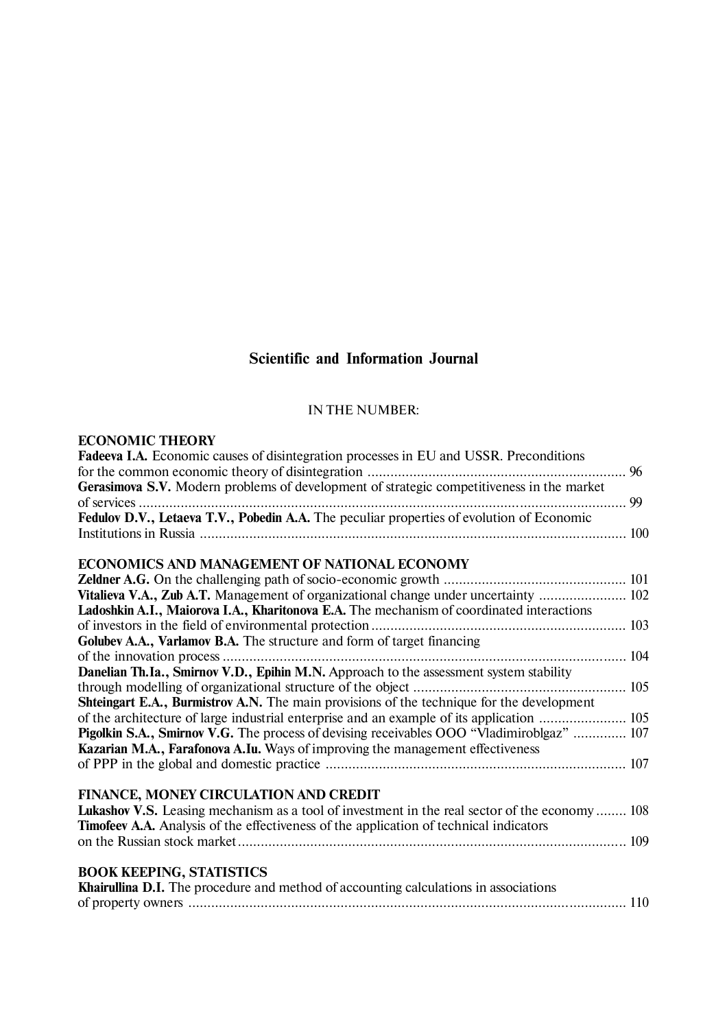# Scientific and Information Journal

IN THE NUMBER:

## ECONOMIC THEORY

**Fadeeva I.A.** Economic causes of disintegration processes in EU and USSR. Preconditions for the common economic theory of disintegration .................................................................... 96

**Gerasimova S.V.** Modern problems of development of strategic competitiveness in the market of services ........................................................................................................................ 99

**Fedulov D.V., Letaeva T.V., Pobedin A.A.** The peculiar properties of evolution of Economic Institutions in Russia ................................................................................................................ 100

## ECONOMICS AND MANAGEMENT OF NATIONAL ECONOMY

**Zeldner A.G.** On the challenging path of socio-economic growth ................................................ 101

**Vitalieva V.A., Zub A.T.** Management of organizational change under uncertainty ....................... 102

**Ladoshkin A.I., Maiorova I.A., Kharitonova E.A.** The mechanism of coordinated interactions of investors in the field of environmental protection ................................................................... 103

**Golubev A.A., Varlamov B.A.** The structure and form of target financing of the innovation process ........................................................................................................... 104

**Danelian Th.Ia., Smirnov V.D., Epihin M.N.** Approach to the assessment system stability through modelling of organizational structure of the object ......................................................... 105

**Shteingart E.A., Burmistrov A.N.** The main provisions of the technique for the development of the architecture of large industrial enterprise and an example of its application ....................... 105

**Pigolkin S.A., Smirnov V.G.** The process of devising receivables OOO "Vladimiroblgaz" .............. 107

**Kazarian M.A., Farafonova A.Iu.** Ways of improving the management effectiveness of PPP in the global and domestic practice ............................................................................... 107

## FINANCE, MONEY CIRCULATION AND CREDIT

**Lukashov V.S.** Leasing mechanism as a tool of investment in the real sector of the economy ........ 108

**Timofeev A.A.** Analysis of the effectiveness of the application of technical indicators on the Russian stock market ....................................................................................................... 109

## BOOK KEEPING, STATISTICS

**Khairullina D.I.** The procedure and method of accounting calculations in associations of property owners ................................................................................................................... 110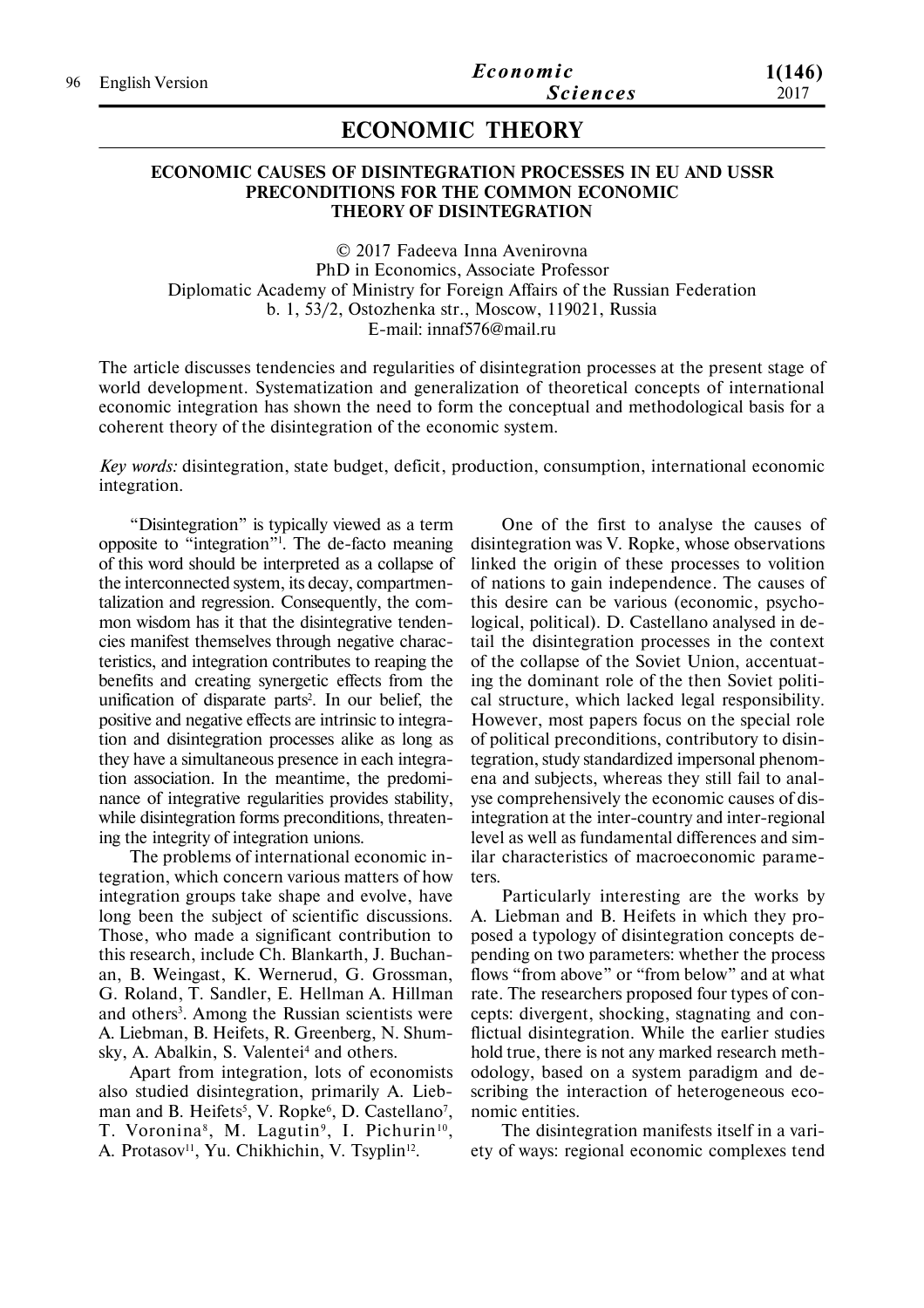# ECONOMIC THEORY

## ECONOMIC CAUSES OF DISINTEGRATION PROCESSES IN EU AND USSR PRECONDITIONS FOR THE COMMON ECONOMIC THEORY OF DISINTEGRATION

© 2017 Fadeeva Inna Avenirovna
PhD in Economics, Associate Professor
Diplomatic Academy of Ministry for Foreign Affairs of the Russian Federation
b. 1, 53/2, Ostozhenka str., Moscow, 119021, Russia
E-mail: innaf576@mail.ru

The article discusses tendencies and regularities of disintegration processes at the present stage of world development. Systematization and generalization of theoretical concepts of international economic integration has shown the need to form the conceptual and methodological basis for a coherent theory of the disintegration of the economic system.

*Key words:* disintegration, state budget, deficit, production, consumption, international economic integration.

"Disintegration" is typically viewed as a term opposite to "integration"[1]. The de-facto meaning of this word should be interpreted as a collapse of the interconnected system, its decay, compartmentalization and regression. Consequently, the common wisdom has it that the disintegrative tendencies manifest themselves through negative characteristics, and integration contributes to reaping the benefits and creating synergetic effects from the unification of disparate parts[2]. In our belief, the positive and negative effects are intrinsic to integration and disintegration processes alike as long as they have a simultaneous presence in each integration association. In the meantime, the predominance of integrative regularities provides stability, while disintegration forms preconditions, threatening the integrity of integration unions.

The problems of international economic integration, which concern various matters of how integration groups take shape and evolve, have long been the subject of scientific discussions. Those, who made a significant contribution to this research, include Ch. Blankarth, J. Buchanan, B. Weingast, K. Wernerud, G. Grossman, G. Roland, T. Sandler, E. Hellman A. Hillman and others[3]. Among the Russian scientists were A. Liebman, B. Heifets, R. Greenberg, N. Shumsky, A. Abalkin, S. Valentei[4] and others.

Apart from integration, lots of economists also studied disintegration, primarily A. Liebman and B. Heifets[5], V. Ropke[6], D. Castellano[7], T. Voronina[8], M. Lagutin[9], I. Pichurin[10], A. Protasov[11], Yu. Chikhichin, V. Tsyplin[12].

One of the first to analyse the causes of disintegration was V. Ropke, whose observations linked the origin of these processes to volition of nations to gain independence. The causes of this desire can be various (economic, psychological, political). D. Castellano analysed in detail the disintegration processes in the context of the collapse of the Soviet Union, accentuating the dominant role of the then Soviet political structure, which lacked legal responsibility. However, most papers focus on the special role of political preconditions, contributory to disintegration, study standardized impersonal phenomena and subjects, whereas they still fail to analyse comprehensively the economic causes of disintegration at the inter-country and inter-regional level as well as fundamental differences and similar characteristics of macroeconomic parameters.

Particularly interesting are the works by A. Liebman and B. Heifets in which they proposed a typology of disintegration concepts depending on two parameters: whether the process flows "from above" or "from below" and at what rate. The researchers proposed four types of concepts: divergent, shocking, stagnating and conflictual disintegration. While the earlier studies hold true, there is not any marked research methodology, based on a system paradigm and describing the interaction of heterogeneous economic entities.

The disintegration manifests itself in a variety of ways: regional economic complexes tend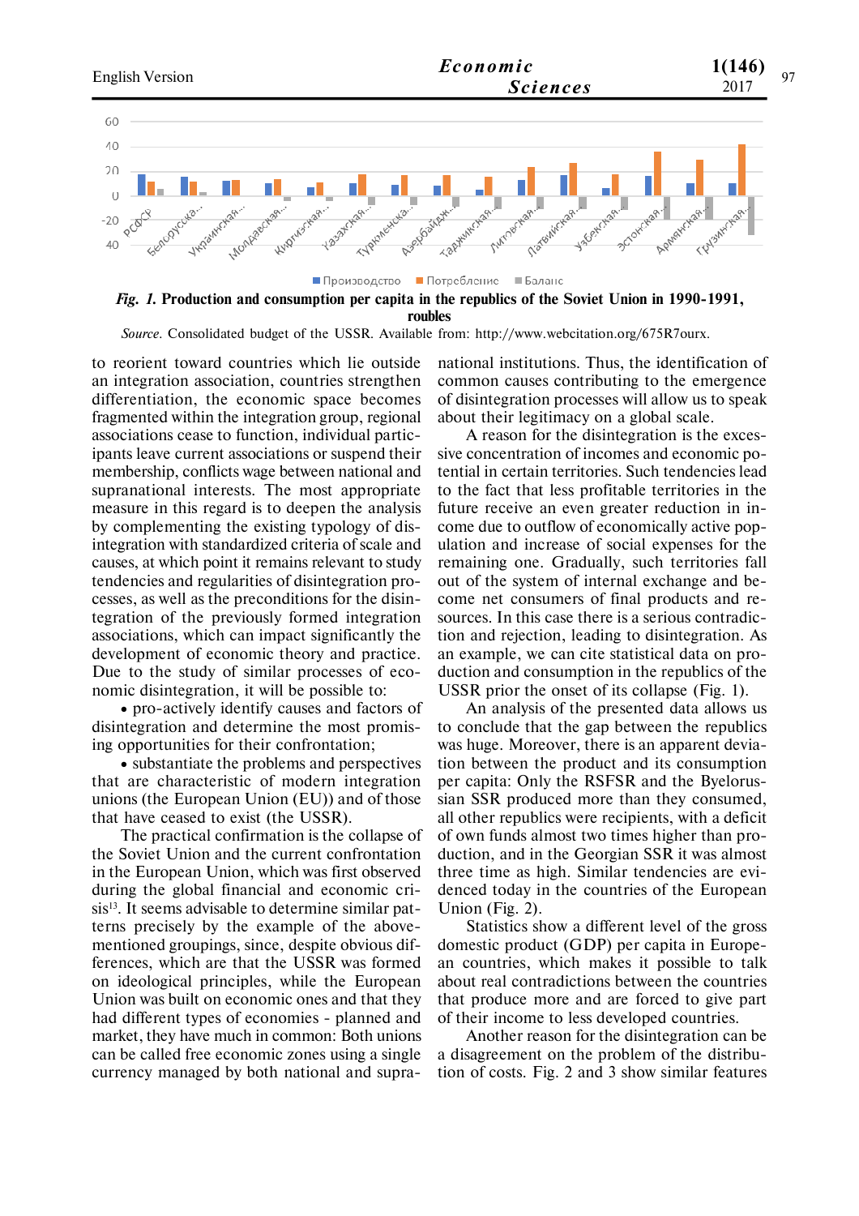**Fig. 1. Production and consumption per capita in the republics of the Soviet Union in 1990-1991, roubles**

*Source.* Consolidated budget of the USSR. Available from: http://www.webcitation.org/675R7ourx.

to reorient toward countries which lie outside an integration association, countries strengthen differentiation, the economic space becomes fragmented within the integration group, regional associations cease to function, individual participants leave current associations or suspend their membership, conflicts wage between national and supranational interests. The most appropriate measure in this regard is to deepen the analysis by complementing the existing typology of disintegration with standardized criteria of scale and causes, at which point it remains relevant to study tendencies and regularities of disintegration processes, as well as the preconditions for the disintegration of the previously formed integration associations, which can impact significantly the development of economic theory and practice. Due to the study of similar processes of economic disintegration, it will be possible to:

- pro-actively identify causes and factors of disintegration and determine the most promising opportunities for their confrontation;
- substantiate the problems and perspectives that are characteristic of modern integration unions (the European Union (EU)) and of those that have ceased to exist (the USSR).

The practical confirmation is the collapse of the Soviet Union and the current confrontation in the European Union, which was first observed during the global financial and economic crisis[13]. It seems advisable to determine similar patterns precisely by the example of the above-mentioned groupings, since, despite obvious differences, which are that the USSR was formed on ideological principles, while the European Union was built on economic ones and that they had different types of economies - planned and market, they have much in common: Both unions can be called free economic zones using a single currency managed by both national and supranational institutions. Thus, the identification of common causes contributing to the emergence of disintegration processes will allow us to speak about their legitimacy on a global scale.

A reason for the disintegration is the excessive concentration of incomes and economic potential in certain territories. Such tendencies lead to the fact that less profitable territories in the future receive an even greater reduction in income due to outflow of economically active population and increase of social expenses for the remaining one. Gradually, such territories fall out of the system of internal exchange and become net consumers of final products and resources. In this case there is a serious contradiction and rejection, leading to disintegration. As an example, we can cite statistical data on production and consumption in the republics of the USSR prior the onset of its collapse (Fig. 1).

An analysis of the presented data allows us to conclude that the gap between the republics was huge. Moreover, there is an apparent deviation between the product and its consumption per capita: Only the RSFSR and the Byelorussian SSR produced more than they consumed, all other republics were recipients, with a deficit of own funds almost two times higher than production, and in the Georgian SSR it was almost three time as high. Similar tendencies are evidenced today in the countries of the European Union (Fig. 2).

Statistics show a different level of the gross domestic product (GDP) per capita in European countries, which makes it possible to talk about real contradictions between the countries that produce more and are forced to give part of their income to less developed countries.

Another reason for the disintegration can be a disagreement on the problem of the distribution of costs. Fig. 2 and 3 show similar features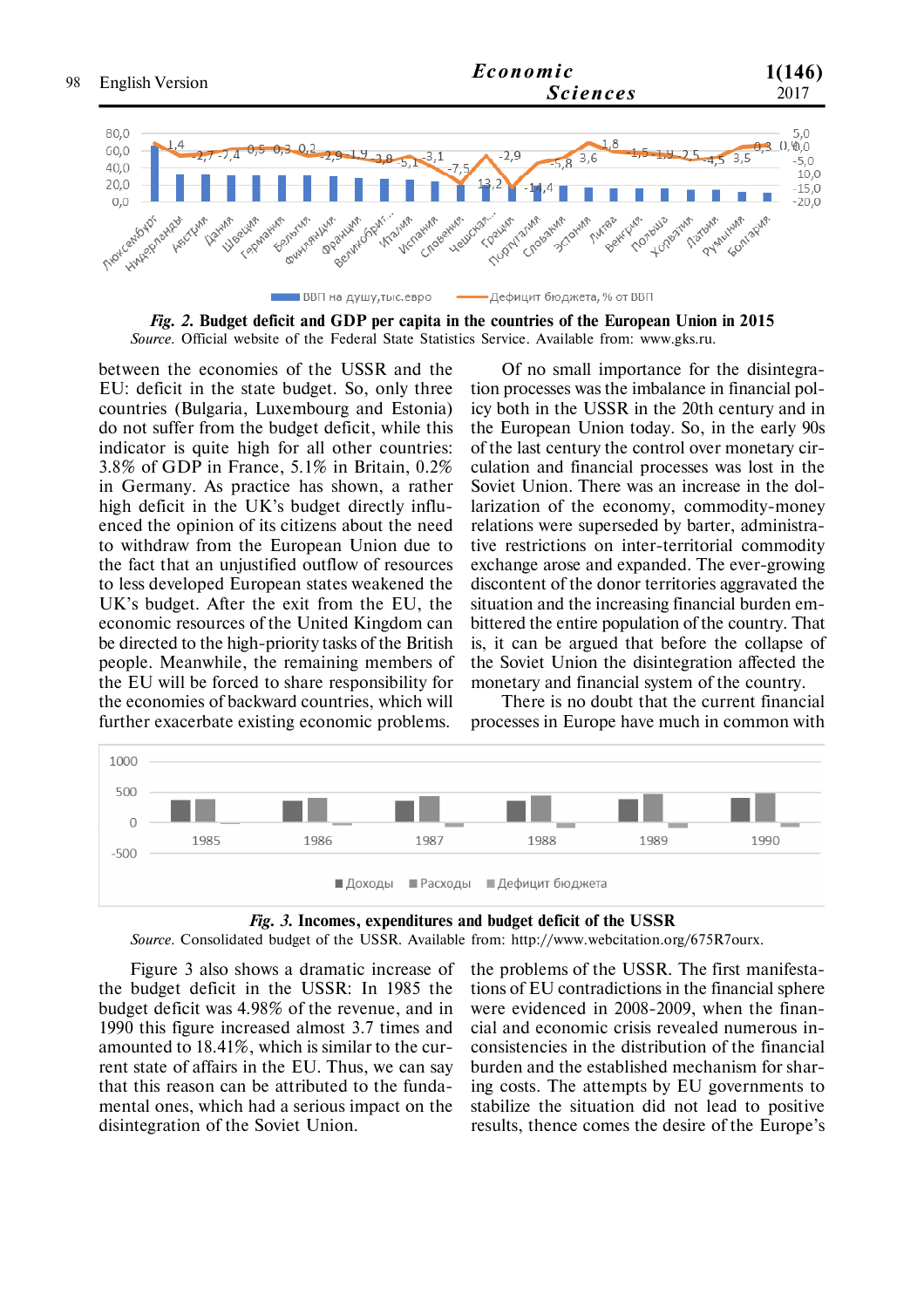*Fig. 2.* **Budget deficit and GDP per capita in the countries of the European Union in 2015**

*Source.* Official website of the Federal State Statistics Service. Available from: www.gks.ru.

between the economies of the USSR and the EU: deficit in the state budget. So, only three countries (Bulgaria, Luxembourg and Estonia) do not suffer from the budget deficit, while this indicator is quite high for all other countries: 3.8% of GDP in France, 5.1% in Britain, 0.2% in Germany. As practice has shown, a rather high deficit in the UK's budget directly influenced the opinion of its citizens about the need to withdraw from the European Union due to the fact that an unjustified outflow of resources to less developed European states weakened the UK's budget. After the exit from the EU, the economic resources of the United Kingdom can be directed to the high-priority tasks of the British people. Meanwhile, the remaining members of the EU will be forced to share responsibility for the economies of backward countries, which will further exacerbate existing economic problems.

Of no small importance for the disintegration processes was the imbalance in financial policy both in the USSR in the 20th century and in the European Union today. So, in the early 90s of the last century the control over monetary circulation and financial processes was lost in the Soviet Union. There was an increase in the dollarization of the economy, commodity-money relations were superseded by barter, administrative restrictions on inter-territorial commodity exchange arose and expanded. The ever-growing discontent of the donor territories aggravated the situation and the increasing financial burden embittered the entire population of the country. That is, it can be argued that before the collapse of the Soviet Union the disintegration affected the monetary and financial system of the country.

There is no doubt that the current financial processes in Europe have much in common with the problems of the USSR. The first manifestations of EU contradictions in the financial sphere were evidenced in 2008-2009, when the financial and economic crisis revealed numerous inconsistencies in the distribution of the financial burden and the established mechanism for sharing costs. The attempts by EU governments to stabilize the situation did not lead to positive results, thence comes the desire of the Europe's

*Fig. 3.* **Incomes, expenditures and budget deficit of the USSR**

*Source.* Consolidated budget of the USSR. Available from: http://www.webcitation.org/675R7ourx.

Figure 3 also shows a dramatic increase of the budget deficit in the USSR: In 1985 the budget deficit was 4.98% of the revenue, and in 1990 this figure increased almost 3.7 times and amounted to 18.41%, which is similar to the current state of affairs in the EU. Thus, we can say that this reason can be attributed to the fundamental ones, which had a serious impact on the disintegration of the Soviet Union.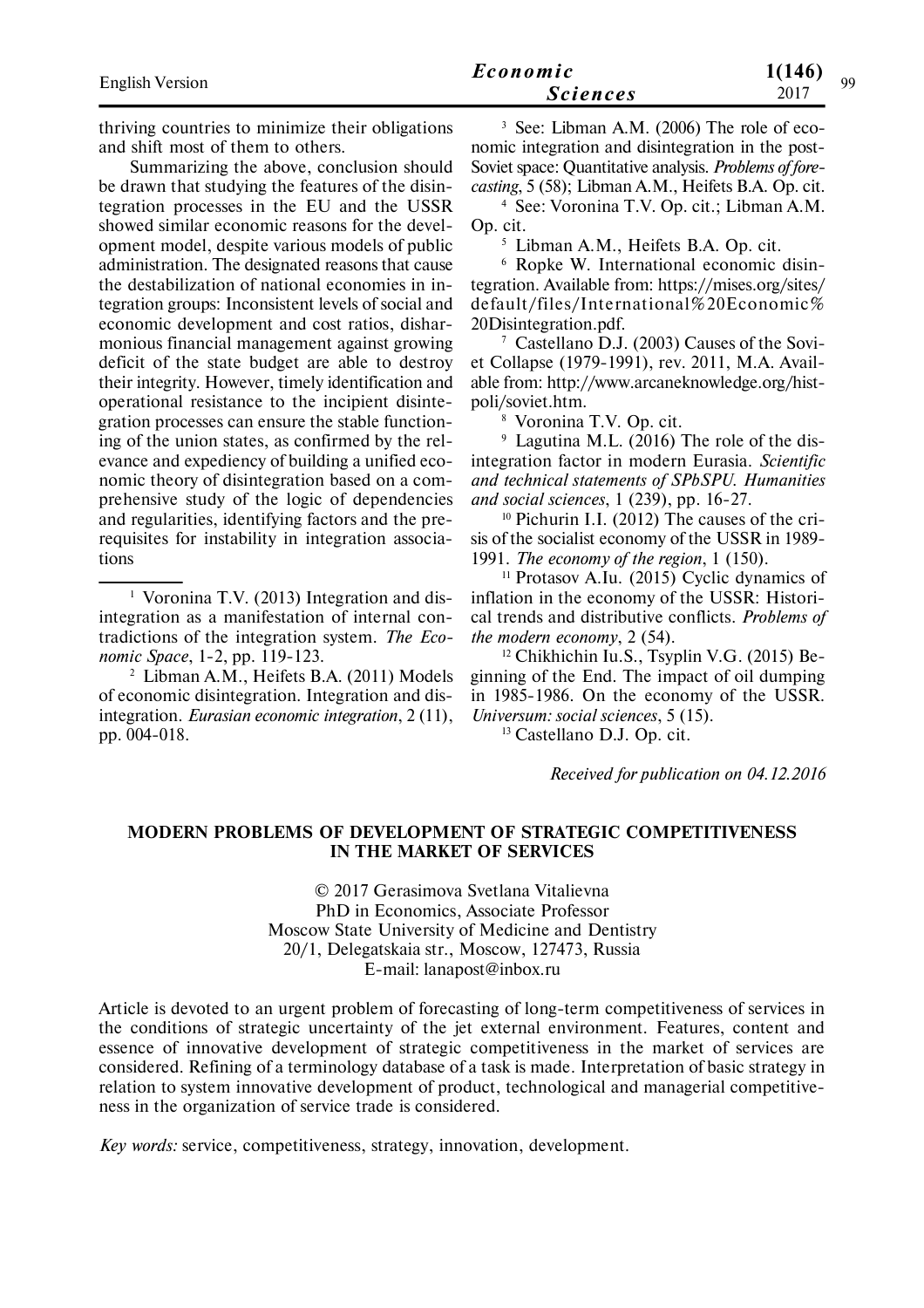thriving countries to minimize their obligations and shift most of them to others.

Summarizing the above, conclusion should be drawn that studying the features of the disintegration processes in the EU and the USSR showed similar economic reasons for the development model, despite various models of public administration. The designated reasons that cause the destabilization of national economies in integration groups: Inconsistent levels of social and economic development and cost ratios, disharmonious financial management against growing deficit of the state budget are able to destroy their integrity. However, timely identification and operational resistance to the incipient disintegration processes can ensure the stable functioning of the union states, as confirmed by the relevance and expediency of building a unified economic theory of disintegration based on a comprehensive study of the logic of dependencies and regularities, identifying factors and the prerequisites for instability in integration associations

---

[1] Voronina T.V. (2013) Integration and disintegration as a manifestation of internal contradictions of the integration system. *The Economic Space*, 1-2, pp. 119-123.

[2] Libman A.M., Heifets B.A. (2011) Models of economic disintegration. Integration and disintegration. *Eurasian economic integration*, 2 (11), pp. 004-018.

[3] See: Libman A.M. (2006) The role of economic integration and disintegration in the post-Soviet space: Quantitative analysis. *Problems of forecasting*, 5 (58); Libman A.M., Heifets B.A. Op. cit.

[4] See: Voronina T.V. Op. cit.; Libman A.M. Op. cit.

[5] Libman A.M., Heifets B.A. Op. cit.

[6] Ropke W. International economic disintegration. Available from: https://mises.org/sites/default/files/International%20Economic%20Disintegration.pdf.

[7] Castellano D.J. (2003) Causes of the Soviet Collapse (1979-1991), rev. 2011, M.A. Available from: http://www.arcaneknowledge.org/histpoli/soviet.htm.

[8] Voronina T.V. Op. cit.

[9] Lagutina M.L. (2016) The role of the disintegration factor in modern Eurasia. *Scientific and technical statements of SPbSPU. Humanities and social sciences*, 1 (239), pp. 16-27.

[10] Pichurin I.I. (2012) The causes of the crisis of the socialist economy of the USSR in 1989-1991. *The economy of the region*, 1 (150).

[11] Protasov A.Iu. (2015) Cyclic dynamics of inflation in the economy of the USSR: Historical trends and distributive conflicts. *Problems of the modern economy*, 2 (54).

[12] Chikhichin Iu.S., Tsyplin V.G. (2015) Beginning of the End. The impact of oil dumping in 1985-1986. On the economy of the USSR. *Universum: social sciences*, 5 (15).

[13] Castellano D.J. Op. cit.

*Received for publication on 04.12.2016*

## MODERN PROBLEMS OF DEVELOPMENT OF STRATEGIC COMPETITIVENESS IN THE MARKET OF SERVICES

© 2017 Gerasimova Svetlana Vitalievna
PhD in Economics, Associate Professor
Moscow State University of Medicine and Dentistry
20/1, Delegatskaia str., Moscow, 127473, Russia
E-mail: lanapost@inbox.ru

Article is devoted to an urgent problem of forecasting of long-term competitiveness of services in the conditions of strategic uncertainty of the jet external environment. Features, content and essence of innovative development of strategic competitiveness in the market of services are considered. Refining of a terminology database of a task is made. Interpretation of basic strategy in relation to system innovative development of product, technological and managerial competitiveness in the organization of service trade is considered.

*Key words:* service, competitiveness, strategy, innovation, development.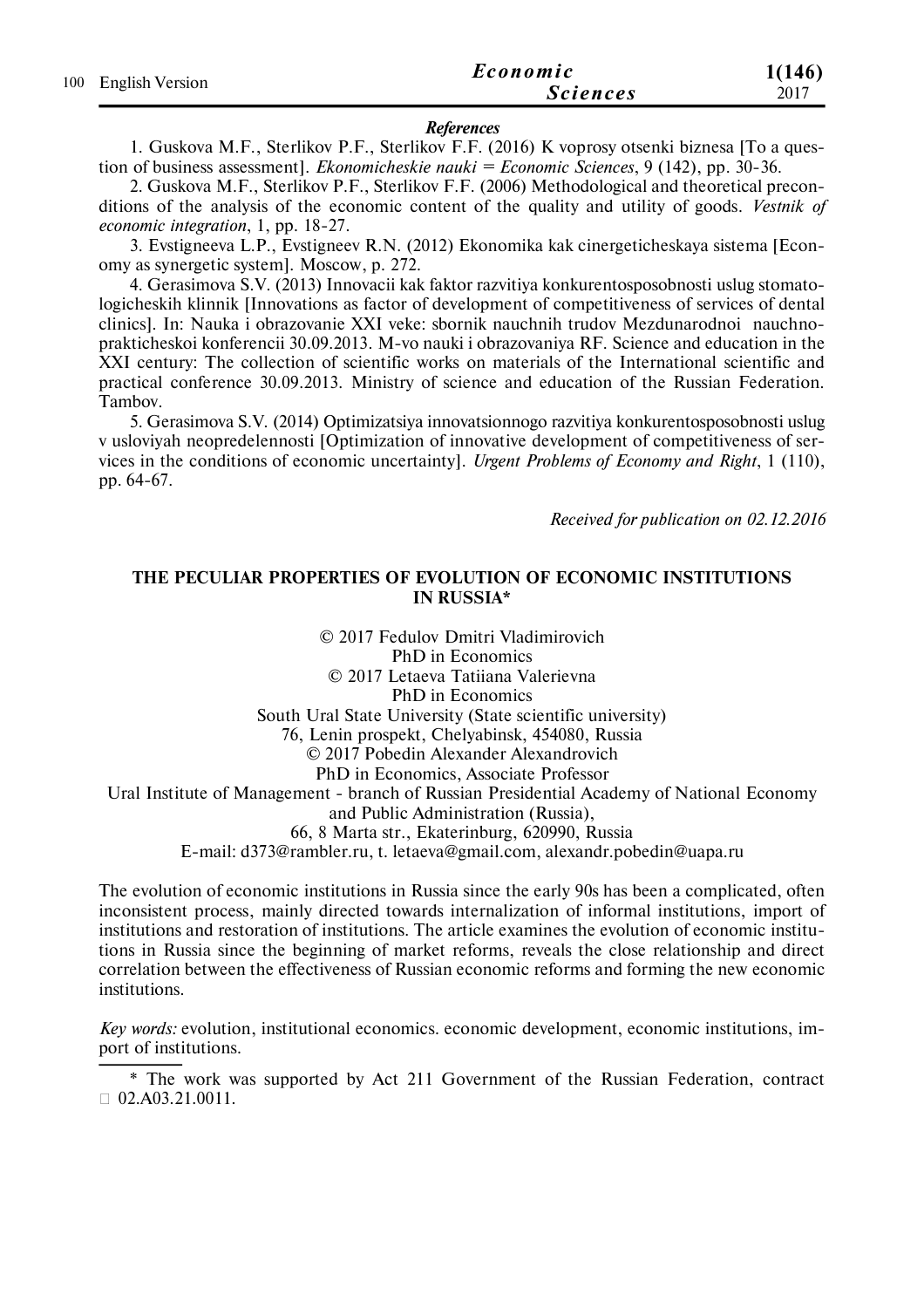***References***

1. Guskova M.F., Sterlikov P.F., Sterlikov F.F. (2016) K voprosy otsenki biznesa [To a question of business assessment]. *Ekonomicheskie nauki = Economic Sciences*, 9 (142), pp. 30-36.

2. Guskova M.F., Sterlikov P.F., Sterlikov F.F. (2006) Methodological and theoretical preconditions of the analysis of the economic content of the quality and utility of goods. *Vestnik of economic integration*, 1, pp. 18-27.

3. Evstigneeva L.P., Evstigneev R.N. (2012) Ekonomika kak cinergeticheskaya sistema [Economy as synergetic system]. Moscow, p. 272.

4. Gerasimova S.V. (2013) Innovacii kak faktor razvitiya konkurentosposobnosti uslug stomatologicheskih klinnik [Innovations as factor of development of competitiveness of services of dental clinics]. In: Nauka i obrazovanie XXI veke: sbornik nauchnih trudov Mezdunarodnoi nauchno-prakticheskoi konferencii 30.09.2013. M-vo nauki i obrazovaniya RF. Science and education in the XXI century: The collection of scientific works on materials of the International scientific and practical conference 30.09.2013. Ministry of science and education of the Russian Federation. Tambov.

5. Gerasimova S.V. (2014) Optimizatsiya innovatsionnogo razvitiya konkurentosposobnosti uslug v usloviyah neopredelennosti [Optimization of innovative development of competitiveness of services in the conditions of economic uncertainty]. *Urgent Problems of Economy and Right*, 1 (110), pp. 64-67.

*Received for publication on 02.12.2016*

## THE PECULIAR PROPERTIES OF EVOLUTION OF ECONOMIC INSTITUTIONS IN RUSSIA*

© 2017 Fedulov Dmitri Vladimirovich
PhD in Economics
© 2017 Letaeva Tatiiana Valerievna
PhD in Economics
South Ural State University (State scientific university)
76, Lenin prospekt, Chelyabinsk, 454080, Russia
© 2017 Pobedin Alexander Alexandrovich
PhD in Economics, Associate Professor
Ural Institute of Management - branch of Russian Presidential Academy of National Economy and Public Administration (Russia),
66, 8 Marta str., Ekaterinburg, 620990, Russia
E-mail: d373@rambler.ru, t. letaeva@gmail.com, alexandr.pobedin@uapa.ru

The evolution of economic institutions in Russia since the early 90s has been a complicated, often inconsistent process, mainly directed towards internalization of informal institutions, import of institutions and restoration of institutions. The article examines the evolution of economic institutions in Russia since the beginning of market reforms, reveals the close relationship and direct correlation between the effectiveness of Russian economic reforms and forming the new economic institutions.

*Key words:* evolution, institutional economics. economic development, economic institutions, import of institutions.

\* The work was supported by Act 211 Government of the Russian Federation, contract № 02.A03.21.0011.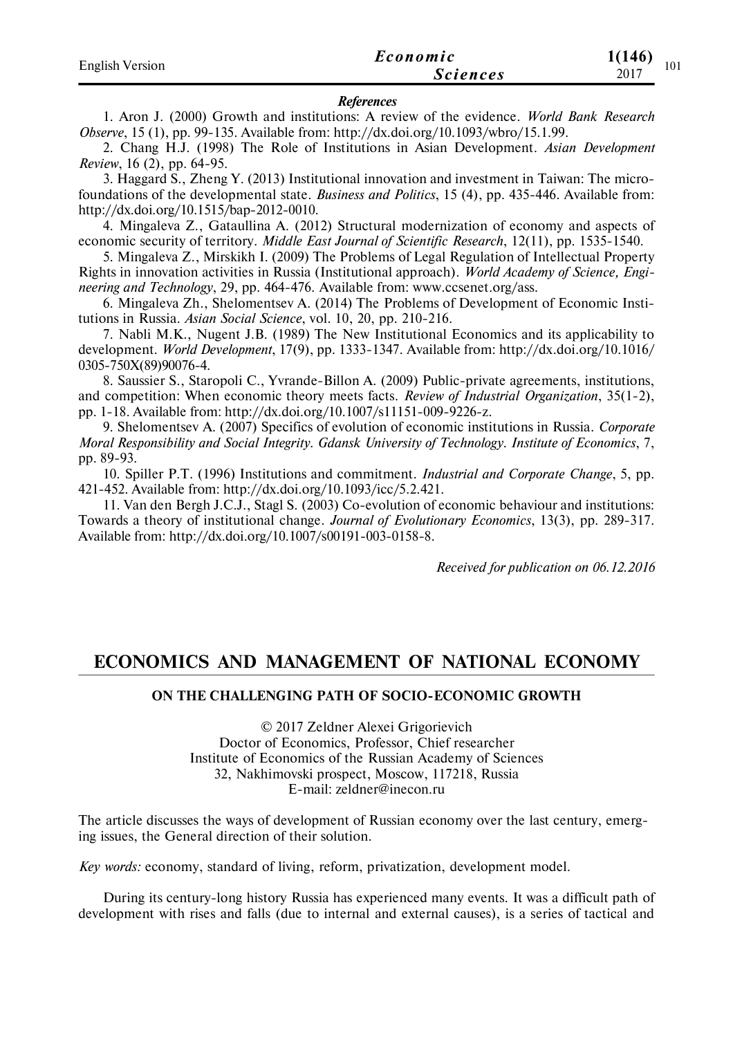***References***

1. Aron J. (2000) Growth and institutions: A review of the evidence. *World Bank Research Observe*, 15 (1), pp. 99-135. Available from: http://dx.doi.org/10.1093/wbro/15.1.99.

2. Chang H.J. (1998) The Role of Institutions in Asian Development. *Asian Development Review*, 16 (2), pp. 64-95.

3. Haggard S., Zheng Y. (2013) Institutional innovation and investment in Taiwan: The micro-foundations of the developmental state. *Business and Politics*, 15 (4), pp. 435-446. Available from: http://dx.doi.org/10.1515/bap-2012-0010.

4. Mingaleva Z., Gataullina A. (2012) Structural modernization of economy and aspects of economic security of territory. *Middle East Journal of Scientific Research*, 12(11), pp. 1535-1540.

5. Mingaleva Z., Mirskikh I. (2009) The Problems of Legal Regulation of Intellectual Property Rights in innovation activities in Russia (Institutional approach). *World Academy of Science, Engineering and Technology*, 29, pp. 464-476. Available from: www.ccsenet.org/ass.

6. Mingaleva Zh., Shelomentsev A. (2014) The Problems of Development of Economic Institutions in Russia. *Asian Social Science*, vol. 10, 20, pp. 210-216.

7. Nabli M.K., Nugent J.B. (1989) The New Institutional Economics and its applicability to development. *World Development*, 17(9), pp. 1333-1347. Available from: http://dx.doi.org/10.1016/0305-750X(89)90076-4.

8. Saussier S., Staropoli C., Yvrande-Billon A. (2009) Public-private agreements, institutions, and competition: When economic theory meets facts. *Review of Industrial Organization*, 35(1-2), pp. 1-18. Available from: http://dx.doi.org/10.1007/s11151-009-9226-z.

9. Shelomentsev A. (2007) Specifics of evolution of economic institutions in Russia. *Corporate Moral Responsibility and Social Integrity. Gdansk University of Technology. Institute of Economics*, 7, pp. 89-93.

10. Spiller P.T. (1996) Institutions and commitment. *Industrial and Corporate Change*, 5, pp. 421-452. Available from: http://dx.doi.org/10.1093/icc/5.2.421.

11. Van den Bergh J.C.J., Stagl S. (2003) Co-evolution of economic behaviour and institutions: Towards a theory of institutional change. *Journal of Evolutionary Economics*, 13(3), pp. 289-317. Available from: http://dx.doi.org/10.1007/s00191-003-0158-8.

*Received for publication on 06.12.2016*

# ECONOMICS AND MANAGEMENT OF NATIONAL ECONOMY

## ON THE CHALLENGING PATH OF SOCIO-ECONOMIC GROWTH

© 2017 Zeldner Alexei Grigorievich
Doctor of Economics, Professor, Chief researcher
Institute of Economics of the Russian Academy of Sciences
32, Nakhimovski prospect, Moscow, 117218, Russia
E-mail: zeldner@inecon.ru

The article discusses the ways of development of Russian economy over the last century, emerging issues, the General direction of their solution.

*Key words:* economy, standard of living, reform, privatization, development model.

During its century-long history Russia has experienced many events. It was a difficult path of development with rises and falls (due to internal and external causes), is a series of tactical and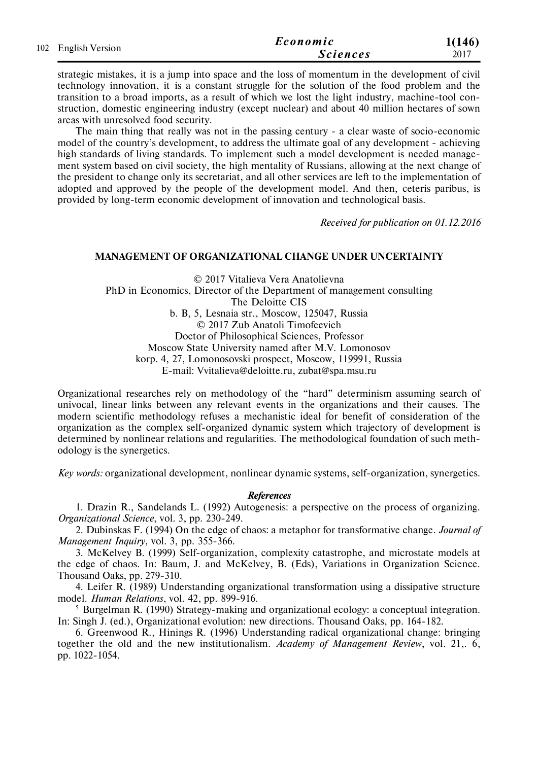strategic mistakes, it is a jump into space and the loss of momentum in the development of civil technology innovation, it is a constant struggle for the solution of the food problem and the transition to a broad imports, as a result of which we lost the light industry, machine-tool construction, domestic engineering industry (except nuclear) and about 40 million hectares of sown areas with unresolved food security.

The main thing that really was not in the passing century - a clear waste of socio-economic model of the country's development, to address the ultimate goal of any development - achieving high standards of living standards. To implement such a model development is needed management system based on civil society, the high mentality of Russians, allowing at the next change of the president to change only its secretariat, and all other services are left to the implementation of adopted and approved by the people of the development model. And then, ceteris paribus, is provided by long-term economic development of innovation and technological basis.

*Received for publication on 01.12.2016*

## MANAGEMENT OF ORGANIZATIONAL CHANGE UNDER UNCERTAINTY

© 2017 Vitalieva Vera Anatolievna
PhD in Economics, Director of the Department of management consulting
The Deloitte CIS
b. B, 5, Lesnaia str., Moscow, 125047, Russia
© 2017 Zub Anatoli Timofeevich
Doctor of Philosophical Sciences, Professor
Moscow State University named after M.V. Lomonosov
korp. 4, 27, Lomonosovski prospect, Moscow, 119991, Russia
E-mail: Vvitalieva@deloitte.ru, zubat@spa.msu.ru

Organizational researches rely on methodology of the "hard" determinism assuming search of univocal, linear links between any relevant events in the organizations and their causes. The modern scientific methodology refuses a mechanistic ideal for benefit of consideration of the organization as the complex self-organized dynamic system which trajectory of development is determined by nonlinear relations and regularities. The methodological foundation of such methodology is the synergetics.

*Key words:* organizational development, nonlinear dynamic systems, self-organization, synergetics.

### *References*

1. Drazin R., Sandelands L. (1992) Autogenesis: a perspective on the process of organizing. *Organizational Science*, vol. 3, pp. 230-249.
2. Dubinskas F. (1994) On the edge of chaos: a metaphor for transformative change. *Journal of Management Inquiry*, vol. 3, pp. 355-366.
3. McKelvey B. (1999) Self-organization, complexity catastrophe, and microstate models at the edge of chaos. In: Baum, J. and McKelvey, B. (Eds), Variations in Organization Science. Thousand Oaks, pp. 279-310.
4. Leifer R. (1989) Understanding organizational transformation using a dissipative structure model. *Human Relations*, vol. 42, pp. 899-916.
5. Burgelman R. (1990) Strategy-making and organizational ecology: a conceptual integration. In: Singh J. (ed.), Organizational evolution: new directions. Thousand Oaks, pp. 164-182.
6. Greenwood R., Hinings R. (1996) Understanding radical organizational change: bringing together the old and the new institutionalism. *Academy of Management Review*, vol. 21,. 6, pp. 1022-1054.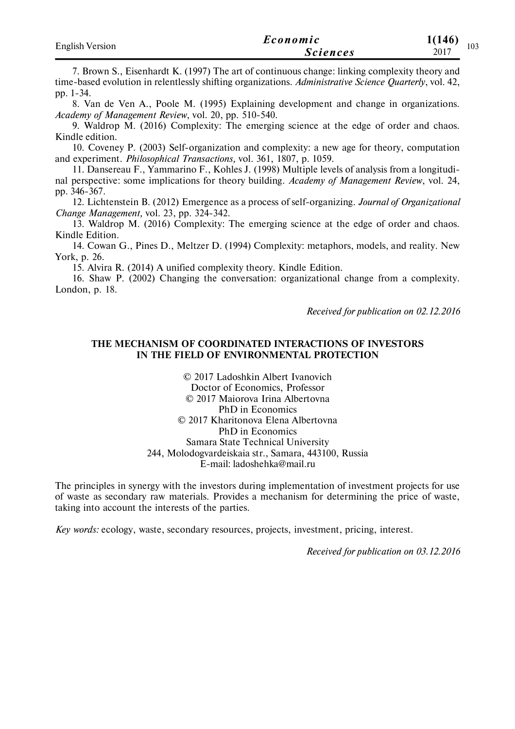7. Brown S., Eisenhardt K. (1997) The art of continuous change: linking complexity theory and time-based evolution in relentlessly shifting organizations. *Administrative Science Quarterly*, vol. 42, pp. 1-34.

8. Van de Ven A., Poole M. (1995) Explaining development and change in organizations. *Academy of Management Review*, vol. 20, pp. 510-540.

9. Waldrop M. (2016) Complexity: The emerging science at the edge of order and chaos. Kindle edition.

10. Coveney P. (2003) Self-organization and complexity: a new age for theory, computation and experiment. *Philosophical Transactions,* vol. 361, 1807, p. 1059.

11. Dansereau F., Yammarino F., Kohles J. (1998) Multiple levels of analysis from a longitudinal perspective: some implications for theory building. *Academy of Management Review*, vol. 24, pp. 346-367.

12. Lichtenstein B. (2012) Emergence as a process of self-organizing. *Journal of Organizational Change Management,* vol. 23, pp. 324-342.

13. Waldrop M. (2016) Complexity: The emerging science at the edge of order and chaos. Kindle Edition.

14. Cowan G., Pines D., Meltzer D. (1994) Complexity: metaphors, models, and reality. New York, p. 26.

15. Alvira R. (2014) A unified complexity theory. Kindle Edition.

16. Shaw P. (2002) Changing the conversation: organizational change from a complexity. London, p. 18.

*Received for publication on 02.12.2016*

## THE MECHANISM OF COORDINATED INTERACTIONS OF INVESTORS IN THE FIELD OF ENVIRONMENTAL PROTECTION

© 2017 Ladoshkin Albert Ivanovich
Doctor of Economics, Professor
© 2017 Maiorova Irina Albertovna
PhD in Economics
© 2017 Kharitonova Elena Albertovna
PhD in Economics
Samara State Technical University
244, Molodogvardeiskaia str., Samara, 443100, Russia
E-mail: ladoshehka@mail.ru

The principles in synergy with the investors during implementation of investment projects for use of waste as secondary raw materials. Provides a mechanism for determining the price of waste, taking into account the interests of the parties.

*Key words:* ecology, waste, secondary resources, projects, investment, pricing, interest.

*Received for publication on 03.12.2016*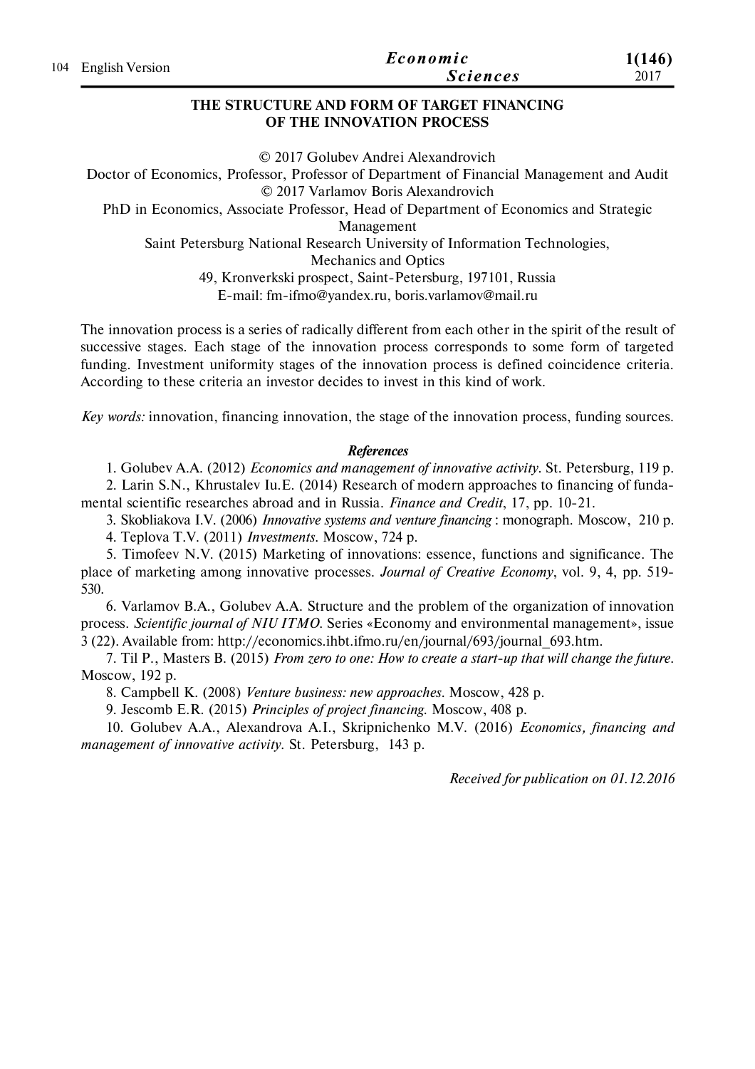# THE STRUCTURE AND FORM OF TARGET FINANCING OF THE INNOVATION PROCESS

© 2017 Golubev Andrei Alexandrovich
Doctor of Economics, Professor, Professor of Department of Financial Management and Audit
© 2017 Varlamov Boris Alexandrovich
PhD in Economics, Associate Professor, Head of Department of Economics and Strategic Management
Saint Petersburg National Research University of Information Technologies, Mechanics and Optics
49, Kronverkski prospect, Saint-Petersburg, 197101, Russia
E-mail: fm-ifmo@yandex.ru, boris.varlamov@mail.ru

The innovation process is a series of radically different from each other in the spirit of the result of successive stages. Each stage of the innovation process corresponds to some form of targeted funding. Investment uniformity stages of the innovation process is defined coincidence criteria. According to these criteria an investor decides to invest in this kind of work.

*Key words:* innovation, financing innovation, the stage of the innovation process, funding sources.

### *References*

1. Golubev A.A. (2012) *Economics and management of innovative activity*. St. Petersburg, 119 p.
2. Larin S.N., Khrustalev Iu.E. (2014) Research of modern approaches to financing of fundamental scientific researches abroad and in Russia. *Finance and Credit*, 17, pp. 10-21.
3. Skobliakova I.V. (2006) *Innovative systems and venture financing* : monograph. Moscow, 210 p.
4. Teplova T.V. (2011) *Investments*. Moscow, 724 p.
5. Timofeev N.V. (2015) Marketing of innovations: essence, functions and significance. The place of marketing among innovative processes. *Journal of Creative Economy*, vol. 9, 4, pp. 519-530.
6. Varlamov B.A., Golubev A.A. Structure and the problem of the organization of innovation process. *Scientific journal of NIU ITMO*. Series «Economy and environmental management», issue 3 (22). Available from: http://economics.ihbt.ifmo.ru/en/journal/693/journal_693.htm.
7. Til P., Masters B. (2015) *From zero to one: How to create a start-up that will change the future*. Moscow, 192 p.
8. Campbell K. (2008) *Venture business: new approaches*. Moscow, 428 p.
9. Jescomb E.R. (2015) *Principles of project financing*. Moscow, 408 p.
10. Golubev A.A., Alexandrova A.I., Skripnichenko M.V. (2016) *Economics, financing and management of innovative activity*. St. Petersburg, 143 p.

*Received for publication on 01.12.2016*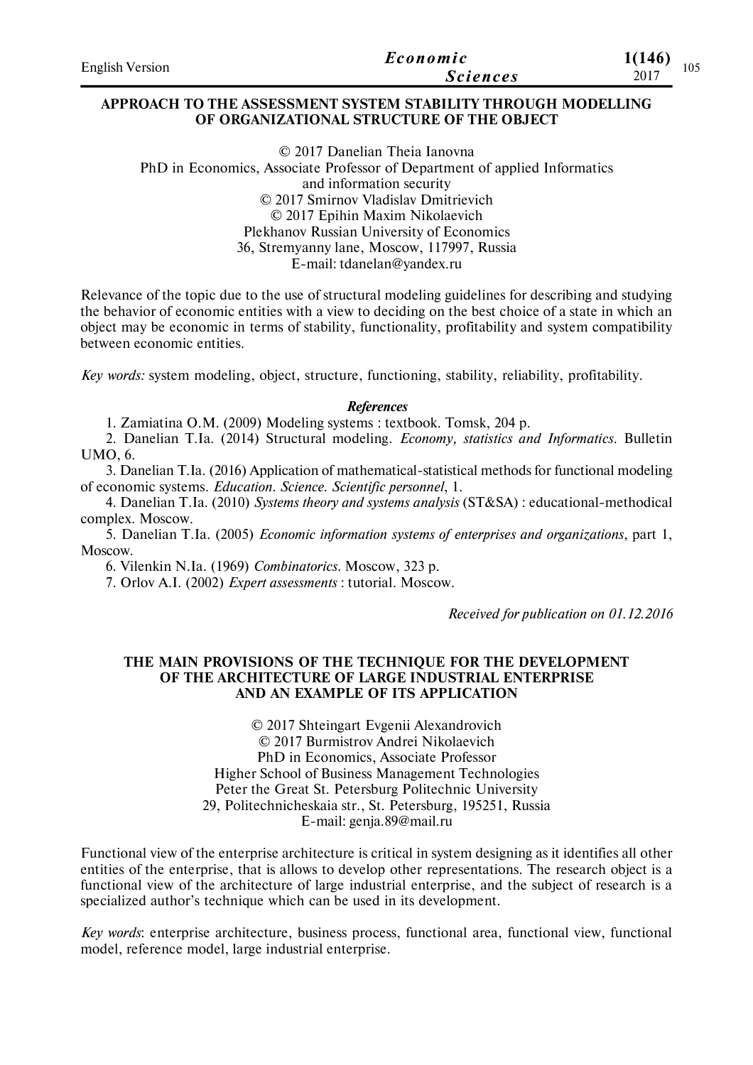## APPROACH TO THE ASSESSMENT SYSTEM STABILITY THROUGH MODELLING OF ORGANIZATIONAL STRUCTURE OF THE OBJECT

© 2017 Danelian Theia Ianovna
PhD in Economics, Associate Professor of Department of applied Informatics and information security
© 2017 Smirnov Vladislav Dmitrievich
© 2017 Epihin Maxim Nikolaevich
Plekhanov Russian University of Economics
36, Stremyanny lane, Moscow, 117997, Russia
E-mail: tdanelan@yandex.ru

Relevance of the topic due to the use of structural modeling guidelines for describing and studying the behavior of economic entities with a view to deciding on the best choice of a state in which an object may be economic in terms of stability, functionality, profitability and system compatibility between economic entities.

*Key words:* system modeling, object, structure, functioning, stability, reliability, profitability.

***References***

1. Zamiatina O.M. (2009) Modeling systems : textbook. Tomsk, 204 p.
2. Danelian T.Ia. (2014) Structural modeling. *Economy, statistics and Informatics*. Bulletin UMO, 6.
3. Danelian T.Ia. (2016) Application of mathematical-statistical methods for functional modeling of economic systems. *Education. Science. Scientific personnel*, 1.
4. Danelian T.Ia. (2010) *Systems theory and systems analysis* (ST&SA) : educational-methodical complex. Moscow.
5. Danelian T.Ia. (2005) *Economic information systems of enterprises and organizations*, part 1, Moscow.
6. Vilenkin N.Ia. (1969) *Combinatorics*. Moscow, 323 p.
7. Orlov A.I. (2002) *Expert assessments* : tutorial. Moscow.

*Received for publication on 01.12.2016*

## THE MAIN PROVISIONS OF THE TECHNIQUE FOR THE DEVELOPMENT OF THE ARCHITECTURE OF LARGE INDUSTRIAL ENTERPRISE AND AN EXAMPLE OF ITS APPLICATION

© 2017 Shteingart Evgenii Alexandrovich
© 2017 Burmistrov Andrei Nikolaevich
PhD in Economics, Associate Professor
Higher School of Business Management Technologies
Peter the Great St. Petersburg Politechnic University
29, Politechnicheskaia str., St. Petersburg, 195251, Russia
E-mail: genja.89@mail.ru

Functional view of the enterprise architecture is critical in system designing as it identifies all other entities of the enterprise, that is allows to develop other representations. The research object is a functional view of the architecture of large industrial enterprise, and the subject of research is a specialized author's technique which can be used in its development.

*Key words*: enterprise architecture, business process, functional area, functional view, functional model, reference model, large industrial enterprise.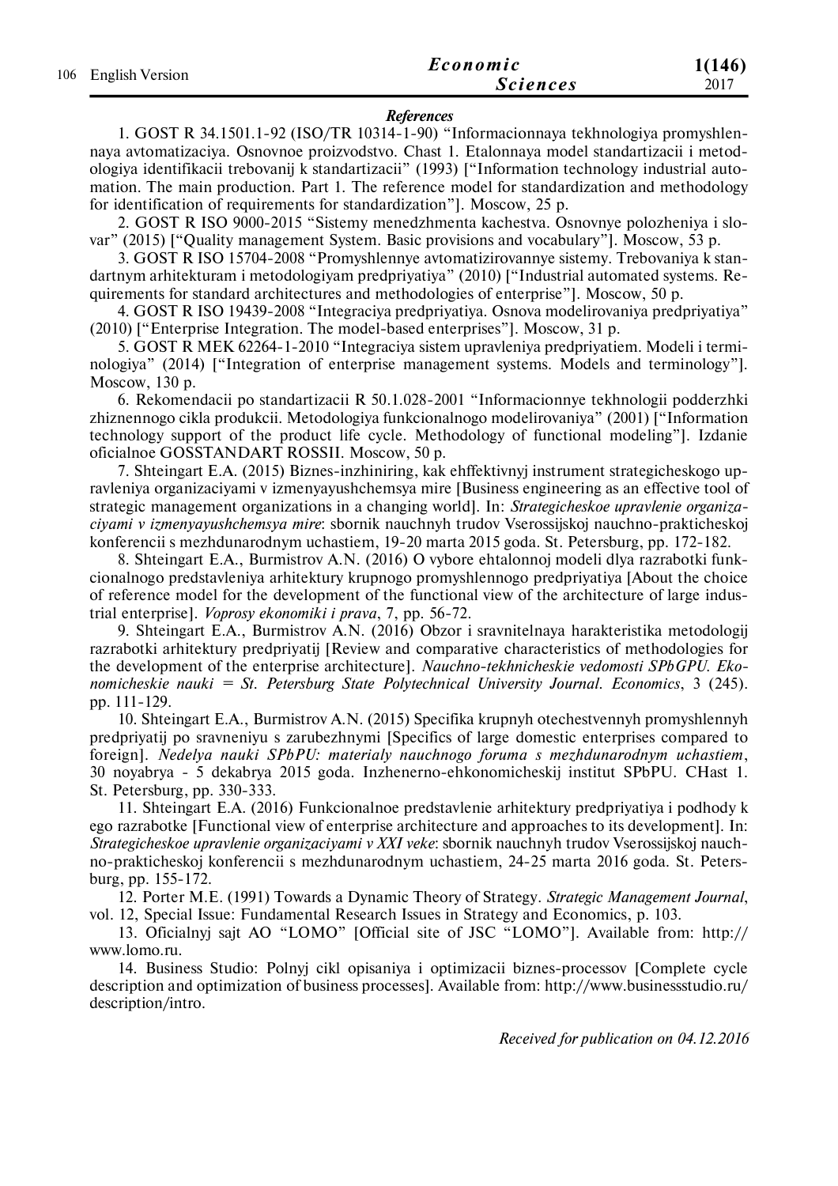### *References*

1. GOST R 34.1501.1-92 (ISO/TR 10314-1-90) "Informacionnaya tekhnologiya promyshlennaya avtomatizaciya. Osnovnoe proizvodstvo. Chast 1. Etalonnaya model standartizacii i metodologiya identifikacii trebovanij k standartizacii" (1993) ["Information technology industrial automation. The main production. Part 1. The reference model for standardization and methodology for identification of requirements for standardization"]. Moscow, 25 p.

2. GOST R ISO 9000-2015 "Sistemy menedzhmenta kachestva. Osnovnye polozheniya i slovar" (2015) ["Quality management System. Basic provisions and vocabulary"]. Moscow, 53 p.

3. GOST R ISO 15704-2008 "Promyshlennye avtomatizirovannye sistemy. Trebovaniya k standartnym arhitekturam i metodologiyam predpriyatiya" (2010) ["Industrial automated systems. Requirements for standard architectures and methodologies of enterprise"]. Moscow, 50 p.

4. GOST R ISO 19439-2008 "Integraciya predpriyatiya. Osnova modelirovaniya predpriyatiya" (2010) ["Enterprise Integration. The model-based enterprises"]. Moscow, 31 p.

5. GOST R MEK 62264-1-2010 "Integraciya sistem upravleniya predpriyatiem. Modeli i terminologiya" (2014) ["Integration of enterprise management systems. Models and terminology"]. Moscow, 130 p.

6. Rekomendacii po standartizacii R 50.1.028-2001 "Informacionnye tekhnologii podderzhki zhiznennogo cikla produkcii. Metodologiya funkcionalnogo modelirovaniya" (2001) ["Information technology support of the product life cycle. Methodology of functional modeling"]. Izdanie oficialnoe GOSSTANDART ROSSII. Moscow, 50 p.

7. Shteingart E.A. (2015) Biznes-inzhiniring, kak ehffektivnyj instrument strategicheskogo upravleniya organizaciyami v izmenyayushchemsya mire [Business engineering as an effective tool of strategic management organizations in a changing world]. In: *Strategicheskoe upravlenie organizaciyami v izmenyayushchemsya mire*: sbornik nauchnyh trudov Vserossijskoj nauchno-prakticheskoj konferencii s mezhdunarodnym uchastiem, 19-20 marta 2015 goda. St. Petersburg, pp. 172-182.

8. Shteingart E.A., Burmistrov A.N. (2016) O vybore ehtalonnoj modeli dlya razrabotki funkcionalnogo predstavleniya arhitektury krupnogo promyshlennogo predpriyatiya [About the choice of reference model for the development of the functional view of the architecture of large industrial enterprise]. *Voprosy ekonomiki i prava*, 7, pp. 56-72.

9. Shteingart E.A., Burmistrov A.N. (2016) Obzor i sravnitelnaya harakteristika metodologij razrabotki arhitektury predpriyatij [Review and comparative characteristics of methodologies for the development of the enterprise architecture]. *Nauchno-tekhnicheskie vedomosti SPbGPU. Ekonomicheskie nauki = St. Petersburg State Polytechnical University Journal. Economics*, 3 (245). pp. 111-129.

10. Shteingart E.A., Burmistrov A.N. (2015) Specifika krupnyh otechestvennyh promyshlennyh predpriyatij po sravneniyu s zarubezhnymi [Specifics of large domestic enterprises compared to foreign]. *Nedelya nauki SPbPU: materialy nauchnogo foruma s mezhdunarodnym uchastiem*, 30 noyabrya - 5 dekabrya 2015 goda. Inzhenerno-ehkonomicheskij institut SPbPU. CHast 1. St. Petersburg, pp. 330-333.

11. Shteingart E.A. (2016) Funkcionalnoe predstavlenie arhitektury predpriyatiya i podhody k ego razrabotke [Functional view of enterprise architecture and approaches to its development]. In: *Strategicheskoe upravlenie organizaciyami v XXI veke*: sbornik nauchnyh trudov Vserossijskoj nauchno-prakticheskoj konferencii s mezhdunarodnym uchastiem, 24-25 marta 2016 goda. St. Petersburg, pp. 155-172.

12. Porter M.E. (1991) Towards a Dynamic Theory of Strategy. *Strategic Management Journal*, vol. 12, Special Issue: Fundamental Research Issues in Strategy and Economics, p. 103.

13. Oficialnyj sajt AO "LOMO" [Official site of JSC "LOMO"]. Available from: http://www.lomo.ru.

14. Business Studio: Polnyj cikl opisaniya i optimizacii biznes-processov [Complete cycle description and optimization of business processes]. Available from: http://www.businessstudio.ru/description/intro.

*Received for publication on 04.12.2016*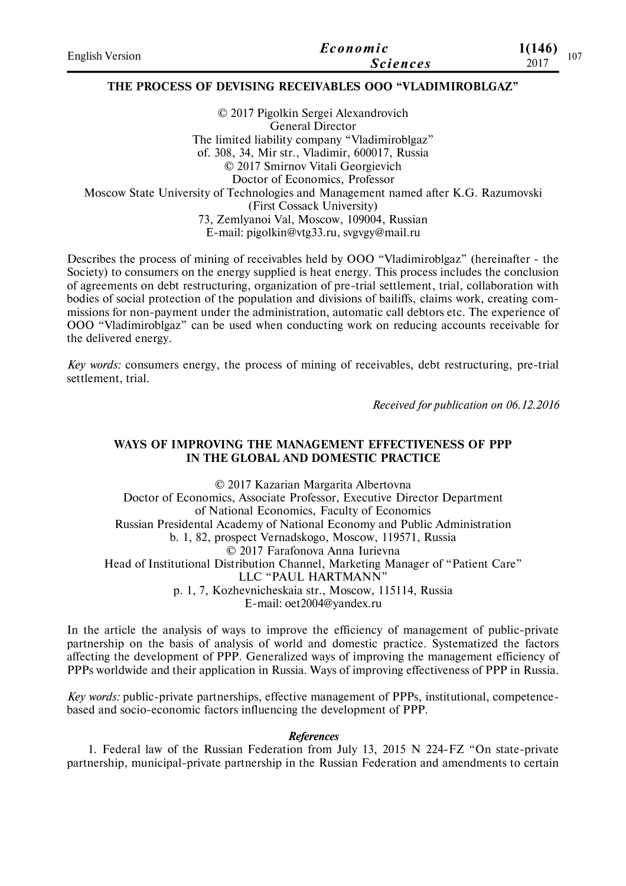## THE PROCESS OF DEVISING RECEIVABLES OOO "VLADIMIROBLGAZ"

© 2017 Pigolkin Sergei Alexandrovich
General Director
The limited liability company "Vladimiroblgaz"
of. 308, 34, Mir str., Vladimir, 600017, Russia
© 2017 Smirnov Vitali Georgievich
Doctor of Economics, Professor
Moscow State University of Technologies and Management named after K.G. Razumovski
(First Cossack University)
73, Zemlyanoi Val, Moscow, 109004, Russian
E-mail: pigolkin@vtg33.ru, svgvgy@mail.ru

Describes the process of mining of receivables held by OOO "Vladimiroblgaz" (hereinafter - the Society) to consumers on the energy supplied is heat energy. This process includes the conclusion of agreements on debt restructuring, organization of pre-trial settlement, trial, collaboration with bodies of social protection of the population and divisions of bailiffs, claims work, creating commissions for non-payment under the administration, automatic call debtors etc. The experience of OOO "Vladimiroblgaz" can be used when conducting work on reducing accounts receivable for the delivered energy.

*Key words:* consumers energy, the process of mining of receivables, debt restructuring, pre-trial settlement, trial.

*Received for publication on 06.12.2016*

## WAYS OF IMPROVING THE MANAGEMENT EFFECTIVENESS OF PPP IN THE GLOBAL AND DOMESTIC PRACTICE

© 2017 Kazarian Margarita Albertovna
Doctor of Economics, Associate Professor, Executive Director Department
of National Economics, Faculty of Economics
Russian Presidental Academy of National Economy and Public Administration
b. 1, 82, prospect Vernadskogo, Moscow, 119571, Russia
© 2017 Farafonova Anna Iurievna
Head of Institutional Distribution Channel, Marketing Manager of "Patient Care"
LLC "PAUL HARTMANN"
p. 1, 7, Kozhevnicheskaia str., Moscow, 115114, Russia
E-mail: oet2004@yandex.ru

In the article the analysis of ways to improve the efficiency of management of public-private partnership on the basis of analysis of world and domestic practice. Systematized the factors affecting the development of PPP. Generalized ways of improving the management efficiency of PPPs worldwide and their application in Russia. Ways of improving effectiveness of PPP in Russia.

*Key words:* public-private partnerships, effective management of PPPs, institutional, competence-based and socio-economic factors influencing the development of PPP.

***References***

1. Federal law of the Russian Federation from July 13, 2015 N 224-FZ "On state-private partnership, municipal-private partnership in the Russian Federation and amendments to certain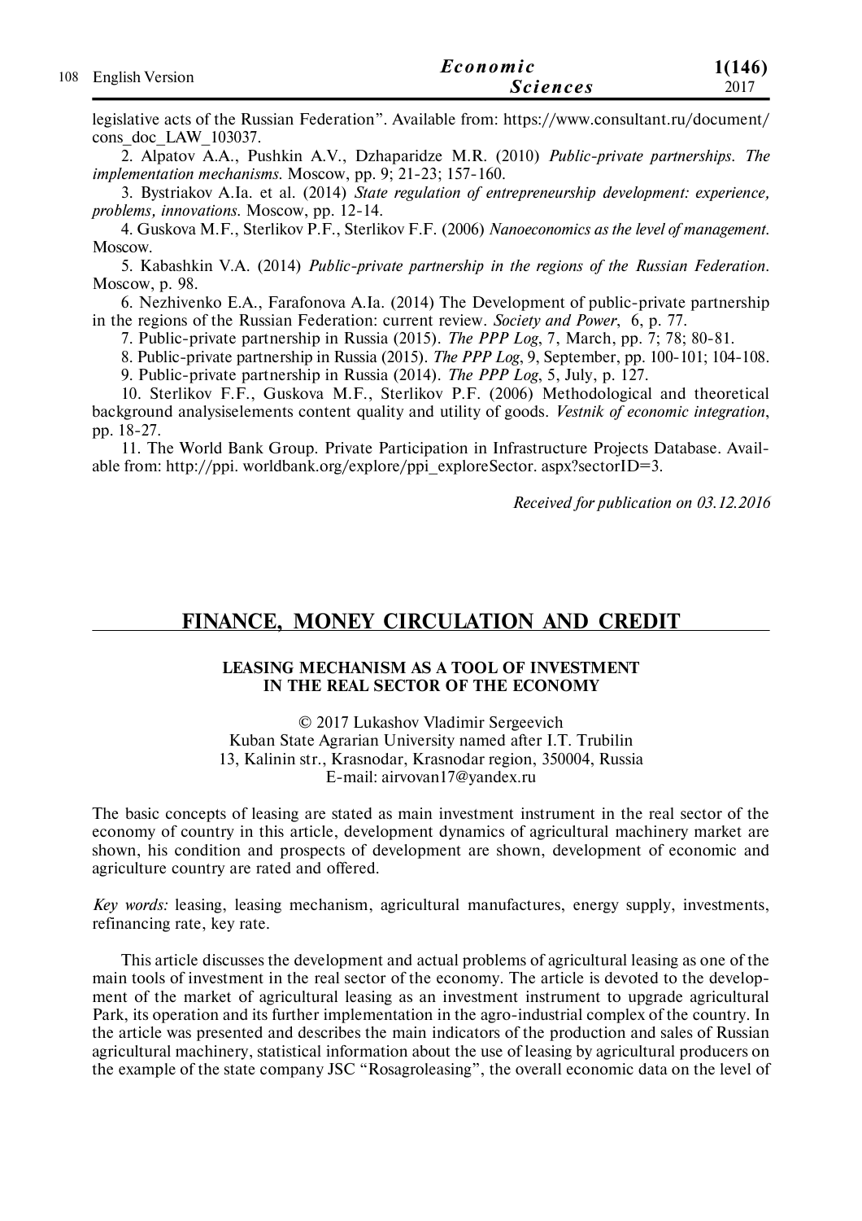legislative acts of the Russian Federation". Available from: https://www.consultant.ru/document/cons_doc_LAW_103037.

2. Alpatov A.A., Pushkin A.V., Dzhaparidze M.R. (2010) *Public-private partnerships. The implementation mechanisms.* Moscow, pp. 9; 21-23; 157-160.

3. Bystriakov A.Ia. et al. (2014) *State regulation of entrepreneurship development: experience, problems, innovations.* Moscow, pp. 12-14.

4. Guskova M.F., Sterlikov P.F., Sterlikov F.F. (2006) *Nanoeconomics as the level of management.* Moscow.

5. Kabashkin V.A. (2014) *Public-private partnership in the regions of the Russian Federation.* Moscow, p. 98.

6. Nezhivenko E.A., Farafonova A.Ia. (2014) The Development of public-private partnership in the regions of the Russian Federation: current review. *Society and Power*, 6, p. 77.

7. Public-private partnership in Russia (2015). *The PPP Log*, 7, March, pp. 7; 78; 80-81.

8. Public-private partnership in Russia (2015). *The PPP Log*, 9, September, pp. 100-101; 104-108.

9. Public-private partnership in Russia (2014). *The PPP Log*, 5, July, p. 127.

10. Sterlikov F.F., Guskova M.F., Sterlikov P.F. (2006) Methodological and theoretical background analysiselements content quality and utility of goods. *Vestnik of economic integration*, pp. 18-27.

11. The World Bank Group. Private Participation in Infrastructure Projects Database. Available from: http://ppi. worldbank.org/explore/ppi_exploreSector. aspx?sectorID=3.

*Received for publication on 03.12.2016*

# FINANCE, MONEY CIRCULATION AND CREDIT

## LEASING MECHANISM AS A TOOL OF INVESTMENT IN THE REAL SECTOR OF THE ECONOMY

© 2017 Lukashov Vladimir Sergeevich
Kuban State Agrarian University named after I.T. Trubilin
13, Kalinin str., Krasnodar, Krasnodar region, 350004, Russia
E-mail: airvovan17@yandex.ru

The basic concepts of leasing are stated as main investment instrument in the real sector of the economy of country in this article, development dynamics of agricultural machinery market are shown, his condition and prospects of development are shown, development of economic and agriculture country are rated and offered.

*Key words:* leasing, leasing mechanism, agricultural manufactures, energy supply, investments, refinancing rate, key rate.

This article discusses the development and actual problems of agricultural leasing as one of the main tools of investment in the real sector of the economy. The article is devoted to the development of the market of agricultural leasing as an investment instrument to upgrade agricultural Park, its operation and its further implementation in the agro-industrial complex of the country. In the article was presented and describes the main indicators of the production and sales of Russian agricultural machinery, statistical information about the use of leasing by agricultural producers on the example of the state company JSC "Rosagroleasing", the overall economic data on the level of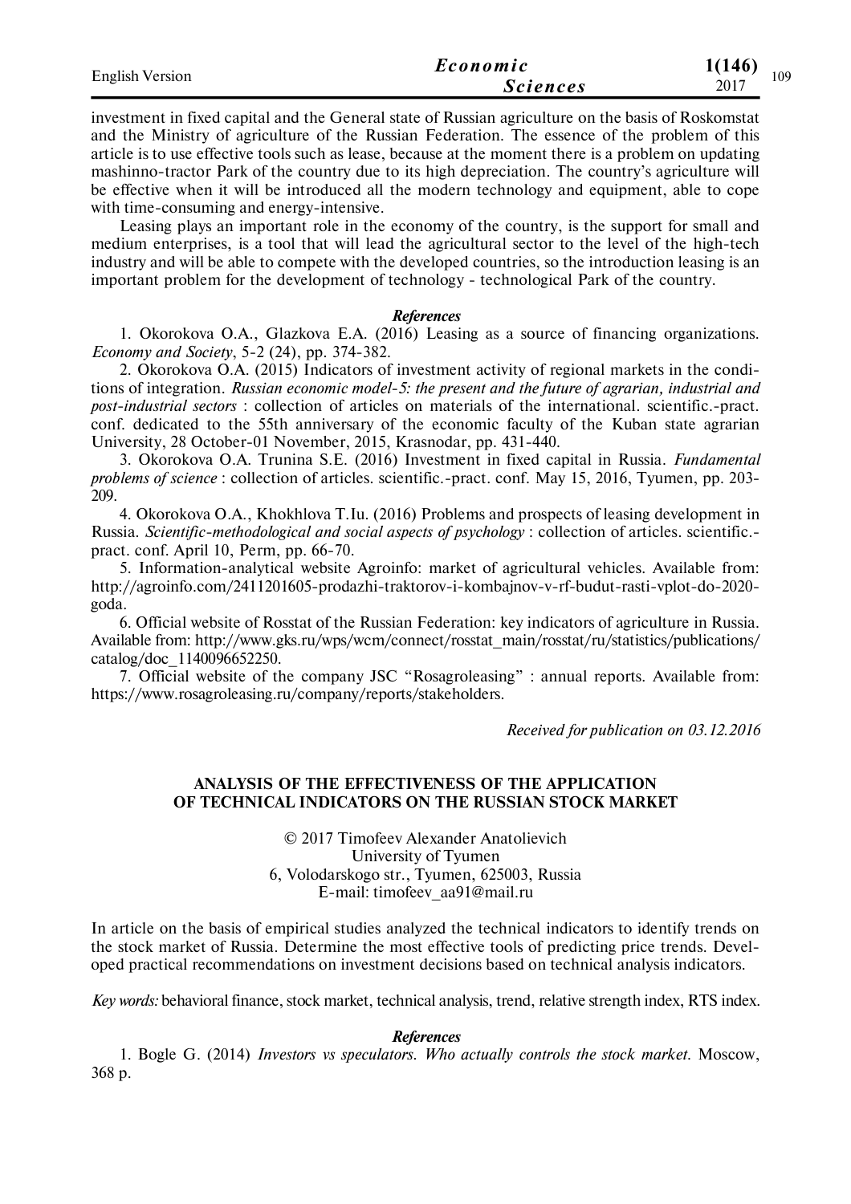investment in fixed capital and the General state of Russian agriculture on the basis of Roskomstat and the Ministry of agriculture of the Russian Federation. The essence of the problem of this article is to use effective tools such as lease, because at the moment there is a problem on updating mashinno-tractor Park of the country due to its high depreciation. The country's agriculture will be effective when it will be introduced all the modern technology and equipment, able to cope with time-consuming and energy-intensive.

Leasing plays an important role in the economy of the country, is the support for small and medium enterprises, is a tool that will lead the agricultural sector to the level of the high-tech industry and will be able to compete with the developed countries, so the introduction leasing is an important problem for the development of technology - technological Park of the country.

***References***

1. Okorokova O.A., Glazkova E.A. (2016) Leasing as a source of financing organizations. *Economy and Society*, 5-2 (24), pp. 374-382.
2. Okorokova O.A. (2015) Indicators of investment activity of regional markets in the conditions of integration. *Russian economic model-5: the present and the future of agrarian, industrial and post-industrial sectors* : collection of articles on materials of the international. scientific.-pract. conf. dedicated to the 55th anniversary of the economic faculty of the Kuban state agrarian University, 28 October-01 November, 2015, Krasnodar, pp. 431-440.
3. Okorokova O.A. Trunina S.E. (2016) Investment in fixed capital in Russia. *Fundamental problems of science* : collection of articles. scientific.-pract. conf. May 15, 2016, Tyumen, pp. 203-209.
4. Okorokova O.A., Khokhlova T.Iu. (2016) Problems and prospects of leasing development in Russia. *Scientific-methodological and social aspects of psychology* : collection of articles. scientific.-pract. conf. April 10, Perm, pp. 66-70.
5. Information-analytical website Agroinfo: market of agricultural vehicles. Available from: http://agroinfo.com/2411201605-prodazhi-traktorov-i-kombajnov-v-rf-budut-rasti-vplot-do-2020-goda.
6. Official website of Rosstat of the Russian Federation: key indicators of agriculture in Russia. Available from: http://www.gks.ru/wps/wcm/connect/rosstat_main/rosstat/ru/statistics/publications/catalog/doc_1140096652250.
7. Official website of the company JSC "Rosagroleasing" : annual reports. Available from: https://www.rosagroleasing.ru/company/reports/stakeholders.

*Received for publication on 03.12.2016*

## ANALYSIS OF THE EFFECTIVENESS OF THE APPLICATION OF TECHNICAL INDICATORS ON THE RUSSIAN STOCK MARKET

© 2017 Timofeev Alexander Anatolievich
University of Tyumen
6, Volodarskogo str., Tyumen, 625003, Russia
E-mail: timofeev_aa91@mail.ru

In article on the basis of empirical studies analyzed the technical indicators to identify trends on the stock market of Russia. Determine the most effective tools of predicting price trends. Developed practical recommendations on investment decisions based on technical analysis indicators.

*Key words:* behavioral finance, stock market, technical analysis, trend, relative strength index, RTS index.

***References***

1. Bogle G. (2014) *Investors vs speculators. Who actually controls the stock market*. Moscow, 368 p.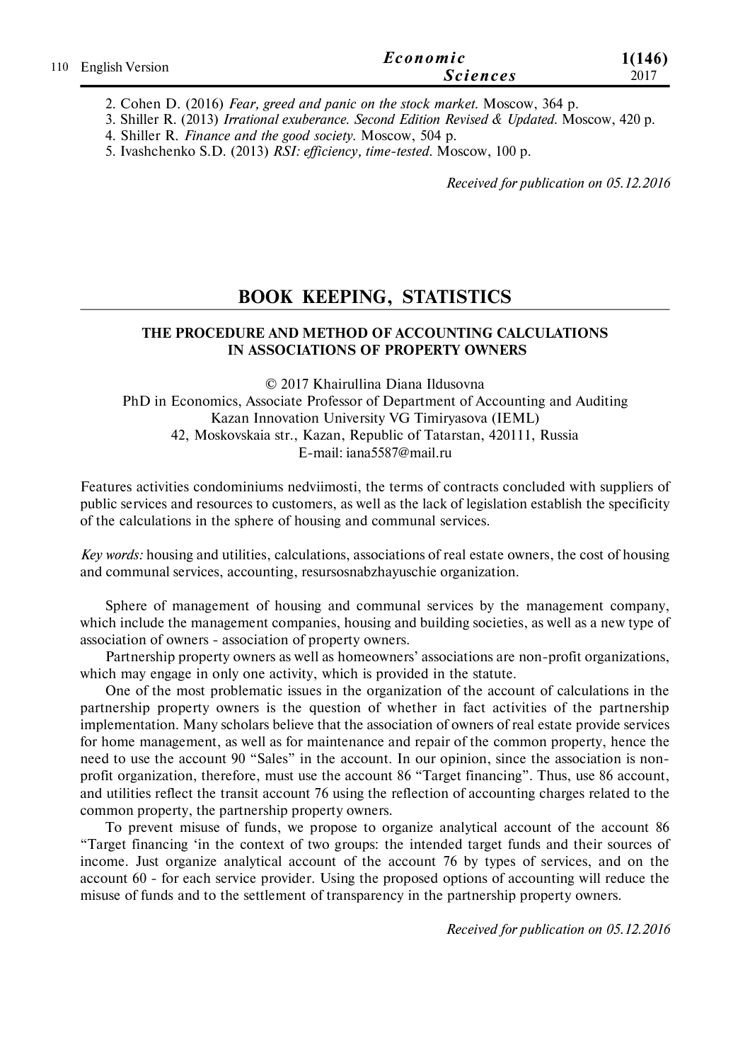2. Cohen D. (2016) *Fear, greed and panic on the stock market.* Moscow, 364 p.
3. Shiller R. (2013) *Irrational exuberance. Second Edition Revised & Updated.* Moscow, 420 p.
4. Shiller R. *Finance and the good society.* Moscow, 504 p.
5. Ivashchenko S.D. (2013) *RSI: efficiency, time-tested.* Moscow, 100 p.

*Received for publication on 05.12.2016*

# BOOK KEEPING, STATISTICS

## THE PROCEDURE AND METHOD OF ACCOUNTING CALCULATIONS IN ASSOCIATIONS OF PROPERTY OWNERS

© 2017 Khairullina Diana Ildusovna
PhD in Economics, Associate Professor of Department of Accounting and Auditing
Kazan Innovation University VG Timiryasova (IEML)
42, Moskovskaia str., Kazan, Republic of Tatarstan, 420111, Russia
E-mail: iana5587@mail.ru

Features activities condominiums nedviimosti, the terms of contracts concluded with suppliers of public services and resources to customers, as well as the lack of legislation establish the specificity of the calculations in the sphere of housing and communal services.

*Key words:* housing and utilities, calculations, associations of real estate owners, the cost of housing and communal services, accounting, resursosnabzhayuschie organization.

Sphere of management of housing and communal services by the management company, which include the management companies, housing and building societies, as well as a new type of association of owners - association of property owners.

Partnership property owners as well as homeowners' associations are non-profit organizations, which may engage in only one activity, which is provided in the statute.

One of the most problematic issues in the organization of the account of calculations in the partnership property owners is the question of whether in fact activities of the partnership implementation. Many scholars believe that the association of owners of real estate provide services for home management, as well as for maintenance and repair of the common property, hence the need to use the account 90 "Sales" in the account. In our opinion, since the association is non-profit organization, therefore, must use the account 86 "Target financing". Thus, use 86 account, and utilities reflect the transit account 76 using the reflection of accounting charges related to the common property, the partnership property owners.

To prevent misuse of funds, we propose to organize analytical account of the account 86 "Target financing 'in the context of two groups: the intended target funds and their sources of income. Just organize analytical account of the account 76 by types of services, and on the account 60 - for each service provider. Using the proposed options of accounting will reduce the misuse of funds and to the settlement of transparency in the partnership property owners.

*Received for publication on 05.12.2016*